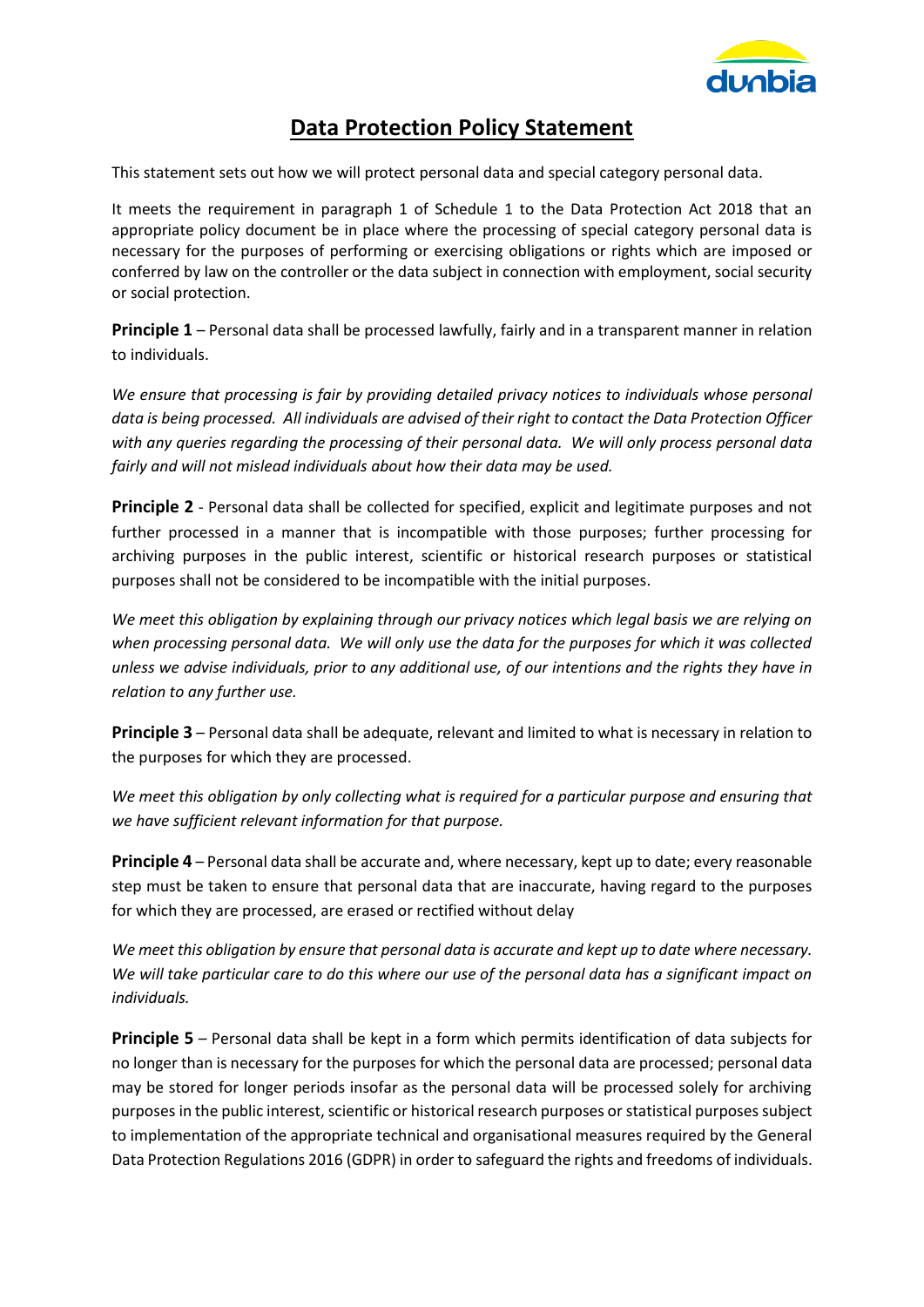# Data Protection Policy Statement

This statement sets out how we will protect personal data and special category personal data.

It meets the requirement in paragraph 1 of Schedule 1 to the Data Protection Act 2018 that an appropriate policy document be in place where the processing of special category personal data is necessary for the purposes of performing or exercising obligations or rights which are imposed or conferred by law on the controller or the data subject in connection with employment, social security or social protection.

**Principle 1** – Personal data shall be processed lawfully, fairly and in a transparent manner in relation to individuals.

*We ensure that processing is fair by providing detailed privacy notices to individuals whose personal data is being processed. All individuals are advised of their right to contact the Data Protection Officer with any queries regarding the processing of their personal data. We will only process personal data fairly and will not mislead individuals about how their data may be used.*

**Principle 2** - Personal data shall be collected for specified, explicit and legitimate purposes and not further processed in a manner that is incompatible with those purposes; further processing for archiving purposes in the public interest, scientific or historical research purposes or statistical purposes shall not be considered to be incompatible with the initial purposes.

*We meet this obligation by explaining through our privacy notices which legal basis we are relying on when processing personal data. We will only use the data for the purposes for which it was collected unless we advise individuals, prior to any additional use, of our intentions and the rights they have in relation to any further use.*

**Principle 3** – Personal data shall be adequate, relevant and limited to what is necessary in relation to the purposes for which they are processed.

*We meet this obligation by only collecting what is required for a particular purpose and ensuring that we have sufficient relevant information for that purpose.*

**Principle 4** – Personal data shall be accurate and, where necessary, kept up to date; every reasonable step must be taken to ensure that personal data that are inaccurate, having regard to the purposes for which they are processed, are erased or rectified without delay

*We meet this obligation by ensure that personal data is accurate and kept up to date where necessary. We will take particular care to do this where our use of the personal data has a significant impact on individuals.*

**Principle 5** – Personal data shall be kept in a form which permits identification of data subjects for no longer than is necessary for the purposes for which the personal data are processed; personal data may be stored for longer periods insofar as the personal data will be processed solely for archiving purposes in the public interest, scientific or historical research purposes or statistical purposes subject to implementation of the appropriate technical and organisational measures required by the General Data Protection Regulations 2016 (GDPR) in order to safeguard the rights and freedoms of individuals.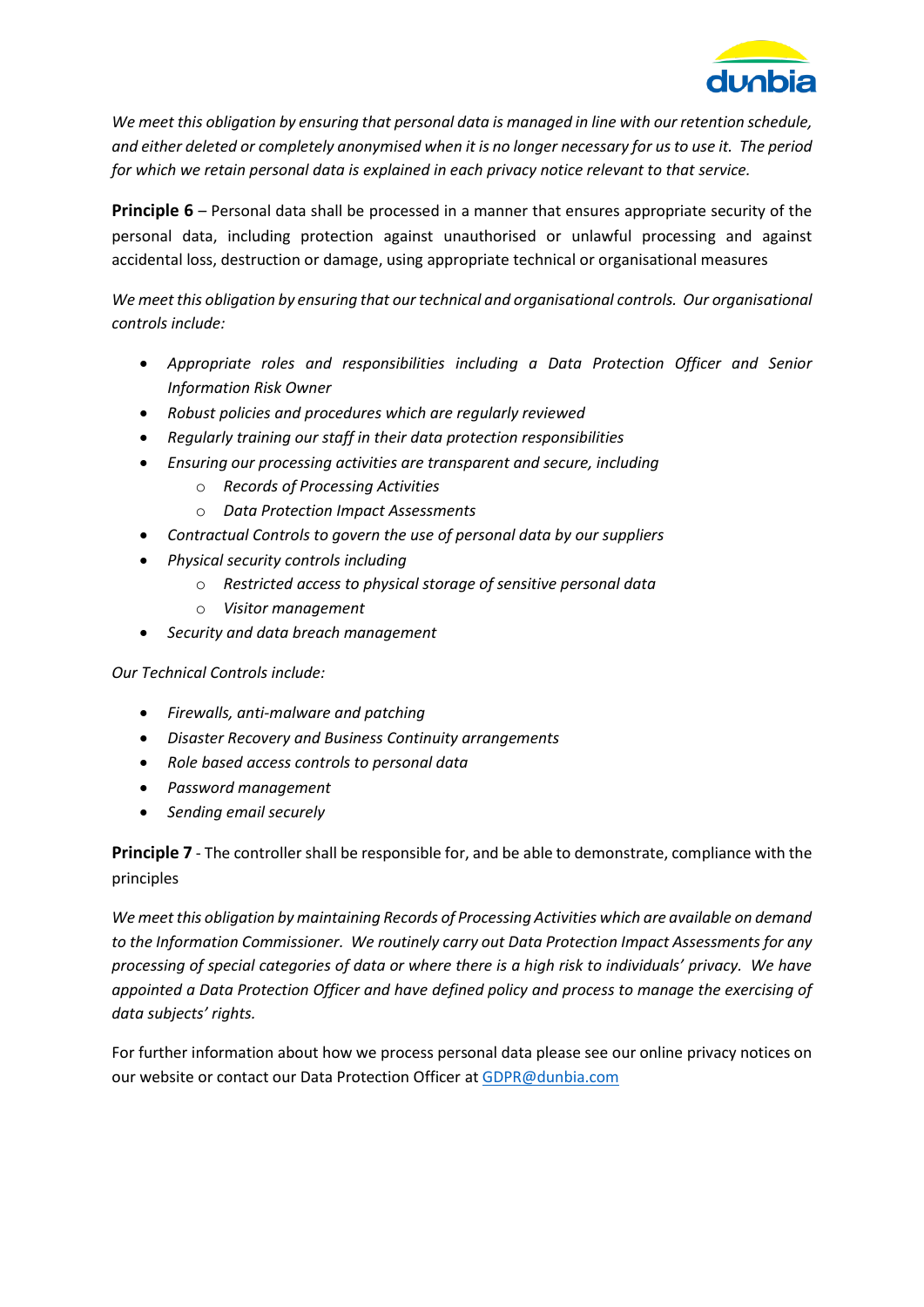*We meet this obligation by ensuring that personal data is managed in line with our retention schedule, and either deleted or completely anonymised when it is no longer necessary for us to use it. The period for which we retain personal data is explained in each privacy notice relevant to that service.*

**Principle 6** – Personal data shall be processed in a manner that ensures appropriate security of the personal data, including protection against unauthorised or unlawful processing and against accidental loss, destruction or damage, using appropriate technical or organisational measures

*We meet this obligation by ensuring that our technical and organisational controls. Our organisational controls include:*

- *Appropriate roles and responsibilities including a Data Protection Officer and Senior Information Risk Owner*
- *Robust policies and procedures which are regularly reviewed*
- *Regularly training our staff in their data protection responsibilities*
- *Ensuring our processing activities are transparent and secure, including*
    - *Records of Processing Activities*
    - *Data Protection Impact Assessments*
- *Contractual Controls to govern the use of personal data by our suppliers*
- *Physical security controls including*
    - *Restricted access to physical storage of sensitive personal data*
    - *Visitor management*
- *Security and data breach management*

*Our Technical Controls include:*

- *Firewalls, anti-malware and patching*
- *Disaster Recovery and Business Continuity arrangements*
- *Role based access controls to personal data*
- *Password management*
- *Sending email securely*

**Principle 7** - The controller shall be responsible for, and be able to demonstrate, compliance with the principles

*We meet this obligation by maintaining Records of Processing Activities which are available on demand to the Information Commissioner. We routinely carry out Data Protection Impact Assessments for any processing of special categories of data or where there is a high risk to individuals' privacy. We have appointed a Data Protection Officer and have defined policy and process to manage the exercising of data subjects' rights.*

For further information about how we process personal data please see our online privacy notices on our website or contact our Data Protection Officer at GDPR@dunbia.com